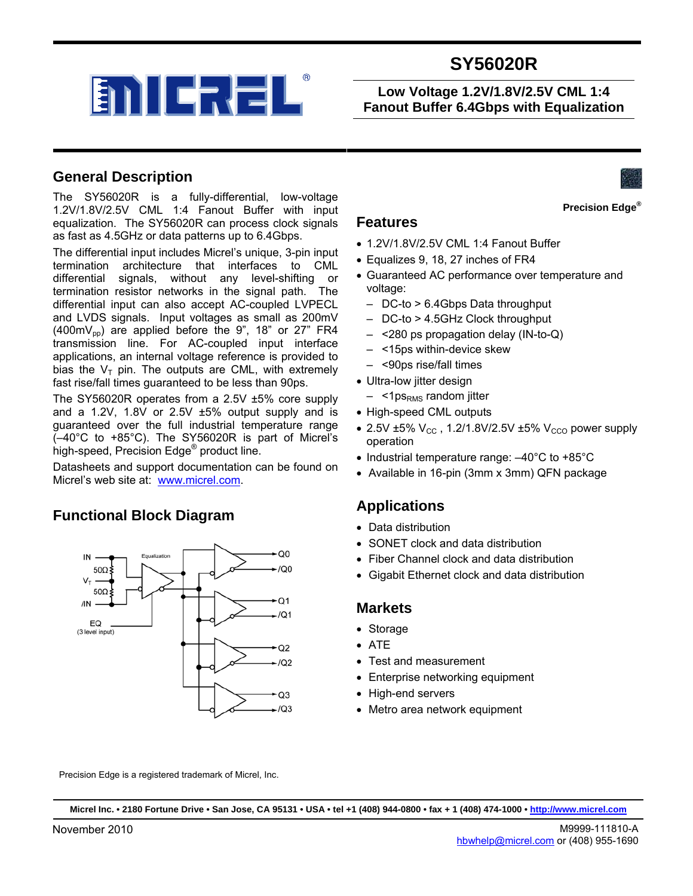# SY56020R

**Low Voltage 1.2V/1.8V/2.5V CML 1:4 Fanout Buffer 6.4Gbps with Equalization**

**Precision Edge®**

## General Description

The SY56020R is a fully-differential, low-voltage 1.2V/1.8V/2.5V CML 1:4 Fanout Buffer with input equalization. The SY56020R can process clock signals as fast as 4.5GHz or data patterns up to 6.4Gbps.

The differential input includes Micrel's unique, 3-pin input termination architecture that interfaces to CML differential signals, without any level-shifting or termination resistor networks in the signal path. The differential input can also accept AC-coupled LVPECL and LVDS signals. Input voltages as small as 200mV ($400mV_{pp}$) are applied before the 9", 18" or 27" FR4 transmission line. For AC-coupled input interface applications, an internal voltage reference is provided to bias the $V_T$ pin. The outputs are CML, with extremely fast rise/fall times guaranteed to be less than 90ps.

The SY56020R operates from a 2.5V ±5% core supply and a 1.2V, 1.8V or 2.5V ±5% output supply and is guaranteed over the full industrial temperature range (–40°C to +85°C). The SY56020R is part of Micrel's high-speed, Precision Edge® product line.

Datasheets and support documentation can be found on Micrel's web site at: www.micrel.com.

## Features

- 1.2V/1.8V/2.5V CML 1:4 Fanout Buffer
- Equalizes 9, 18, 27 inches of FR4
- Guaranteed AC performance over temperature and voltage:
  - DC-to > 6.4Gbps Data throughput
  - DC-to > 4.5GHz Clock throughput
  - <280 ps propagation delay (IN-to-Q)
  - <15ps within-device skew
  - <90ps rise/fall times
- Ultra-low jitter design
  - $<1ps_{RMS}$ random jitter
- High-speed CML outputs
- 2.5V ±5% $V_{CC}$ , 1.2/1.8V/2.5V ±5% $V_{CCO}$ power supply operation
- Industrial temperature range: –40°C to +85°C
- Available in 16-pin (3mm x 3mm) QFN package

## Applications

- Data distribution
- SONET clock and data distribution
- Fiber Channel clock and data distribution
- Gigabit Ethernet clock and data distribution

## Markets

- Storage
- ATE
- Test and measurement
- Enterprise networking equipment
- High-end servers
- Metro area network equipment

## Functional Block Diagram

Precision Edge is a registered trademark of Micrel, Inc.

Micrel Inc. • 2180 Fortune Drive • San Jose, CA 95131 • USA • tel +1 (408) 944-0800 • fax + 1 (408) 474-1000 • http://www.micrel.com

November 2010

M9999-111810-A
hbwhelp@micrel.com or (408) 955-1690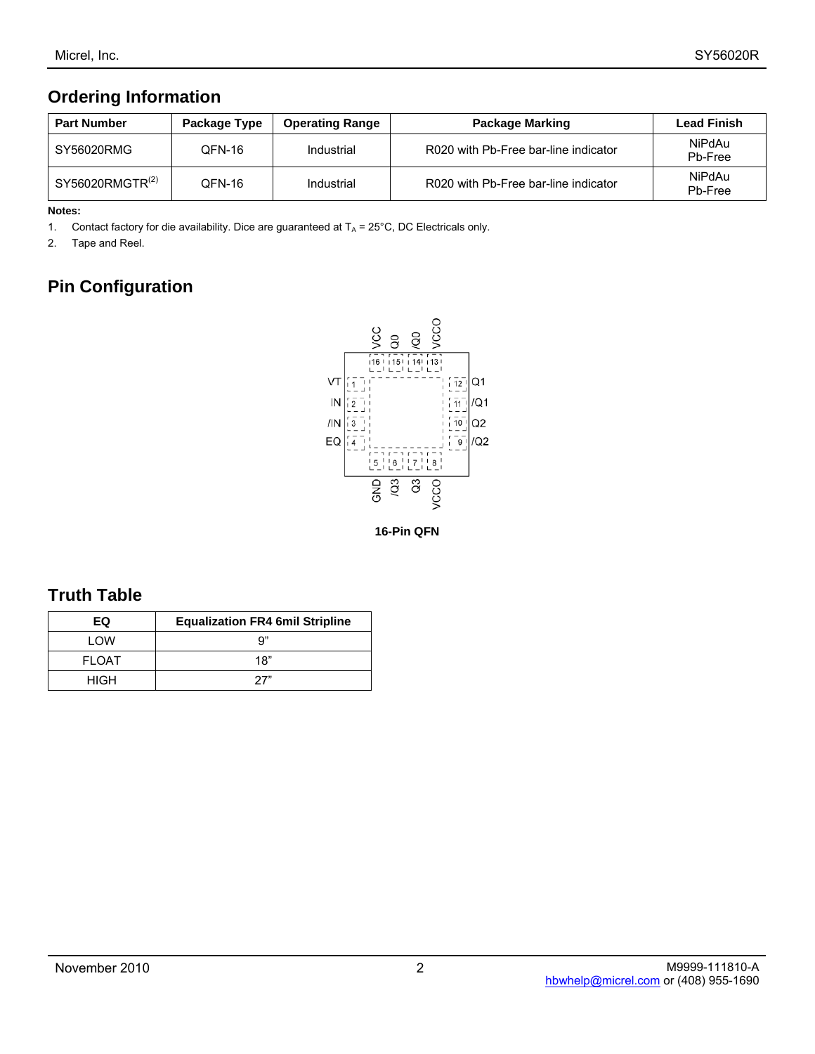## Ordering Information

| Part Number | Package Type | Operating Range | Package Marking | Lead Finish |
|---|---|---|---|---|
| SY56020RMG | QFN-16 | Industrial | R020 with Pb-Free bar-line indicator | NiPdAu Pb-Free |
| SY56020RMGTR[2] | QFN-16 | Industrial | R020 with Pb-Free bar-line indicator | NiPdAu Pb-Free |

**Notes:**

1. Contact factory for die availability. Dice are guaranteed at $T_A$ = 25°C, DC Electricals only.
2. Tape and Reel.

## Pin Configuration

VCC 16, Q0 15, /Q0 14, VCCO 13

VT 1, IN 2, /IN 3, EQ 4

GND 5, /Q3 6, Q3 7, VCCO 8

/Q2 9, Q2 10, /Q1 11, Q1 12

**16-Pin QFN**

## Truth Table

| EQ | Equalization FR4 6mil Stripline |
|---|---|
| LOW | 9” |
| FLOAT | 18” |
| HIGH | 27” |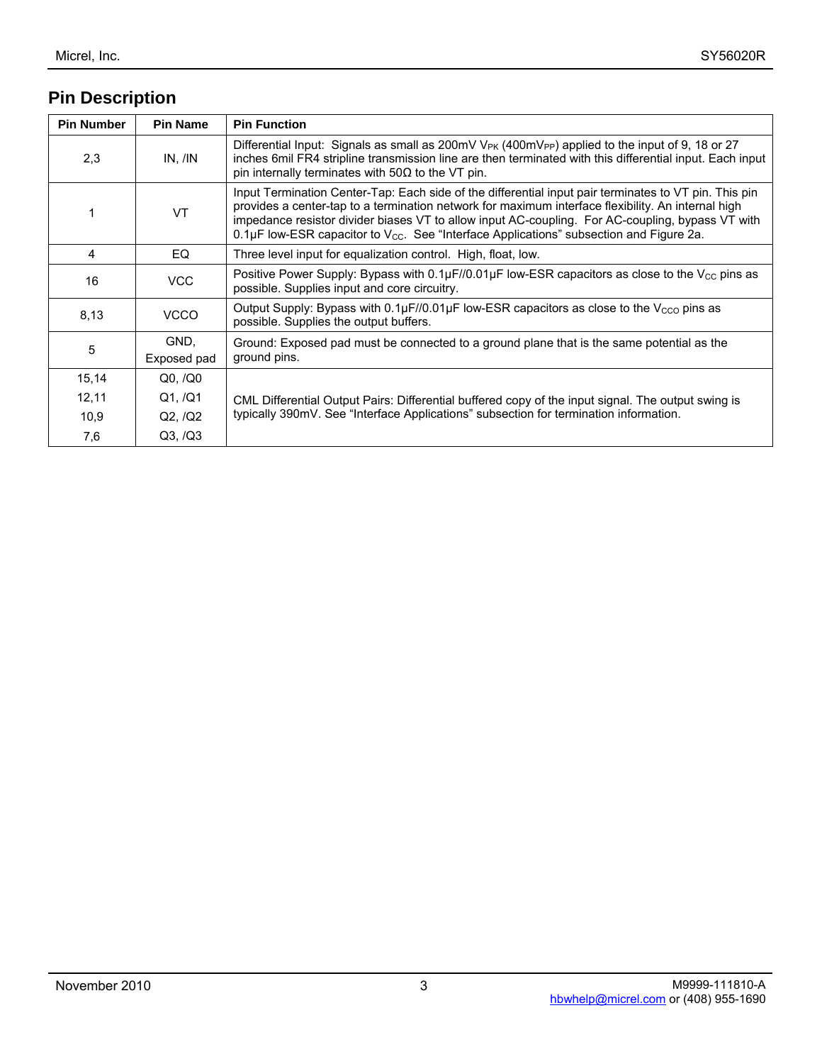## Pin Description

| Pin Number | Pin Name | Pin Function |
|---|---|---|
| 2,3 | IN, /IN | Differential Input: Signals as small as 200mV $V_{PK}$ (400m$V_{PP}$) applied to the input of 9, 18 or 27 inches 6mil FR4 stripline transmission line are then terminated with this differential input. Each input pin internally terminates with 50Ω to the VT pin. |
| 1 | VT | Input Termination Center-Tap: Each side of the differential input pair terminates to VT pin. This pin provides a center-tap to a termination network for maximum interface flexibility. An internal high impedance resistor divider biases VT to allow input AC-coupling. For AC-coupling, bypass VT with 0.1µF low-ESR capacitor to $V_{CC}$. See "Interface Applications" subsection and Figure 2a. |
| 4 | EQ | Three level input for equalization control. High, float, low. |
| 16 | VCC | Positive Power Supply: Bypass with 0.1µF//0.01µF low-ESR capacitors as close to the $V_{CC}$ pins as possible. Supplies input and core circuitry. |
| 8,13 | VCCO | Output Supply: Bypass with 0.1µF//0.01µF low-ESR capacitors as close to the $V_{CCO}$ pins as possible. Supplies the output buffers. |
| 5 | GND, Exposed pad | Ground: Exposed pad must be connected to a ground plane that is the same potential as the ground pins. |
| 15,14<br>12,11<br>10,9<br>7,6 | Q0, /Q0<br>Q1, /Q1<br>Q2, /Q2<br>Q3, /Q3 | CML Differential Output Pairs: Differential buffered copy of the input signal. The output swing is typically 390mV. See "Interface Applications" subsection for termination information. |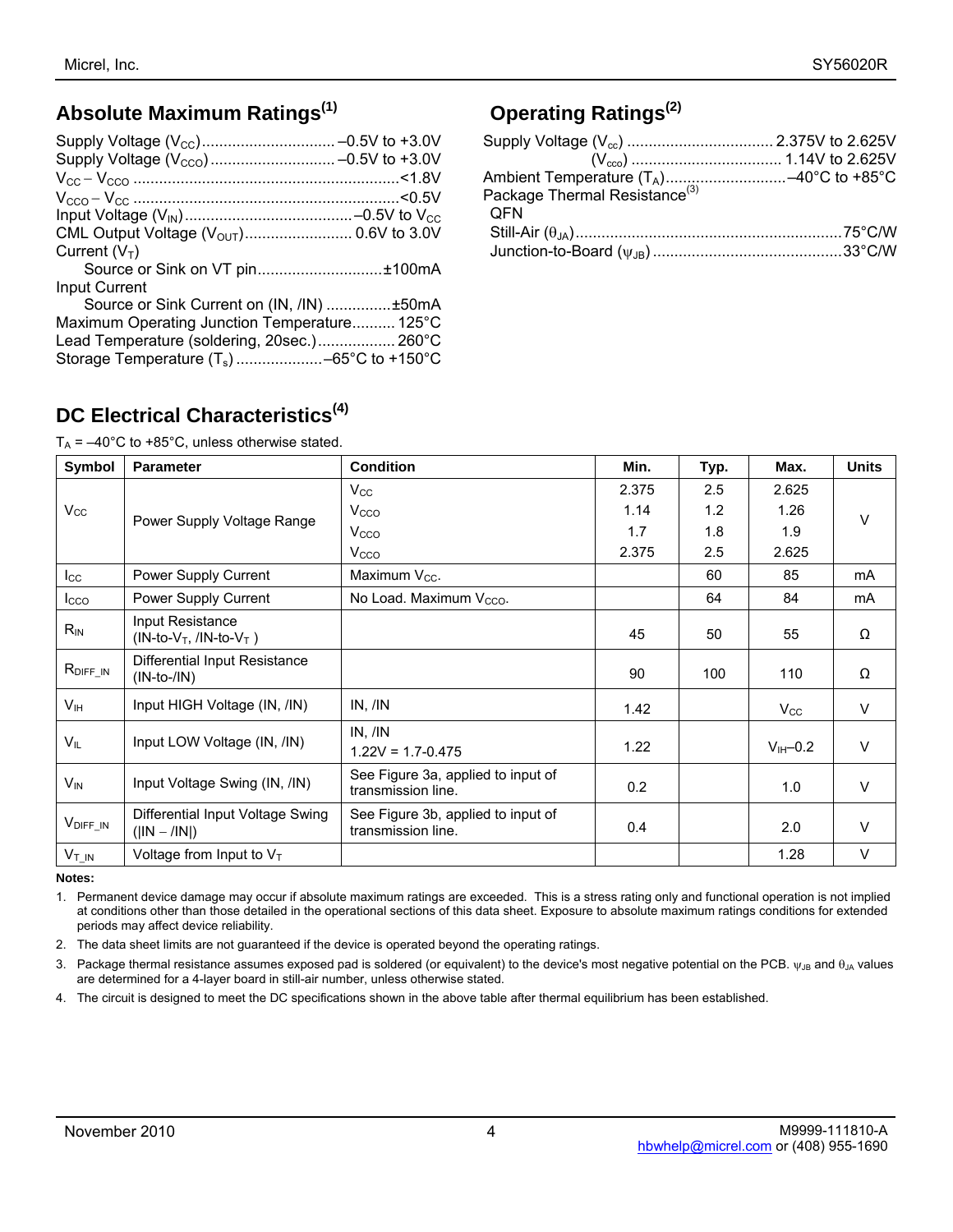## Absolute Maximum Ratings[1]

Supply Voltage ($V_{CC}$) .............................. –0.5V to +3.0V
Supply Voltage ($V_{CCO}$) ............................ –0.5V to +3.0V
$V_{CC} – V_{CCO}$ ............................................................<1.8V
$V_{CCO} – V_{CC}$ ............................................................<0.5V
Input Voltage ($V_{IN}$) ....................................... –0.5V to $V_{CC}$
CML Output Voltage ($V_{OUT}$) ......................... 0.6V to 3.0V
Current ($V_T$)
  Source or Sink on VT pin ............................±100mA
Input Current
  Source or Sink Current on (IN, /IN) ...............±50mA
Maximum Operating Junction Temperature.......... 125°C
Lead Temperature (soldering, 20sec.) ................. 260°C
Storage Temperature ($T_s$) .................... –65°C to +150°C

## Operating Ratings[2]

Supply Voltage ($V_{cc}$) ................................. 2.375V to 2.625V
  ($V_{cco}$) .................................. 1.14V to 2.625V
Ambient Temperature ($T_A$) ............................ –40°C to +85°C
Package Thermal Resistance[3]
 QFN
 Still-Air ($\theta_{JA}$) .............................................................75°C/W
 Junction-to-Board ($\psi_{JB}$) ...........................................33°C/W

## DC Electrical Characteristics[4]

$T_A$ = –40°C to +85°C, unless otherwise stated.

| Symbol | Parameter | Condition | Min. | Typ. | Max. | Units |
|---|---|---|---|---|---|---|
| $V_{CC}$ | Power Supply Voltage Range | $V_{CC}$ | 2.375 | 2.5 | 2.625 | V |
| | | $V_{CCO}$ | 1.14 | 1.2 | 1.26 | |
| | | $V_{CCO}$ | 1.7 | 1.8 | 1.9 | |
| | | $V_{CCO}$ | 2.375 | 2.5 | 2.625 | |
| $I_{CC}$ | Power Supply Current | Maximum $V_{CC}$. | | 60 | 85 | mA |
| $I_{CCO}$ | Power Supply Current | No Load. Maximum $V_{CCO}$. | | 64 | 84 | mA |
| $R_{IN}$ | Input Resistance (IN-to-$V_T$, /IN-to-$V_T$ ) | | 45 | 50 | 55 | Ω |
| $R_{DIFF\_IN}$ | Differential Input Resistance (IN-to-/IN) | | 90 | 100 | 110 | Ω |
| $V_{IH}$ | Input HIGH Voltage (IN, /IN) | IN, /IN | 1.42 | | $V_{CC}$ | V |
| $V_{IL}$ | Input LOW Voltage (IN, /IN) | IN, /IN<br>1.22V = 1.7-0.475 | 1.22 | | $V_{IH}$–0.2 | V |
| $V_{IN}$ | Input Voltage Swing (IN, /IN) | See Figure 3a, applied to input of transmission line. | 0.2 | | 1.0 | V |
| $V_{DIFF\_IN}$ | Differential Input Voltage Swing (\|IN – /IN\|) | See Figure 3b, applied to input of transmission line. | 0.4 | | 2.0 | V |
| $V_{T\_IN}$ | Voltage from Input to $V_T$ | | | | 1.28 | V |

**Notes:**

1. Permanent device damage may occur if absolute maximum ratings are exceeded. This is a stress rating only and functional operation is not implied at conditions other than those detailed in the operational sections of this data sheet. Exposure to absolute maximum ratings conditions for extended periods may affect device reliability.
2. The data sheet limits are not guaranteed if the device is operated beyond the operating ratings.
3. Package thermal resistance assumes exposed pad is soldered (or equivalent) to the device's most negative potential on the PCB. $\psi_{JB}$ and $\theta_{JA}$ values are determined for a 4-layer board in still-air number, unless otherwise stated.
4. The circuit is designed to meet the DC specifications shown in the above table after thermal equilibrium has been established.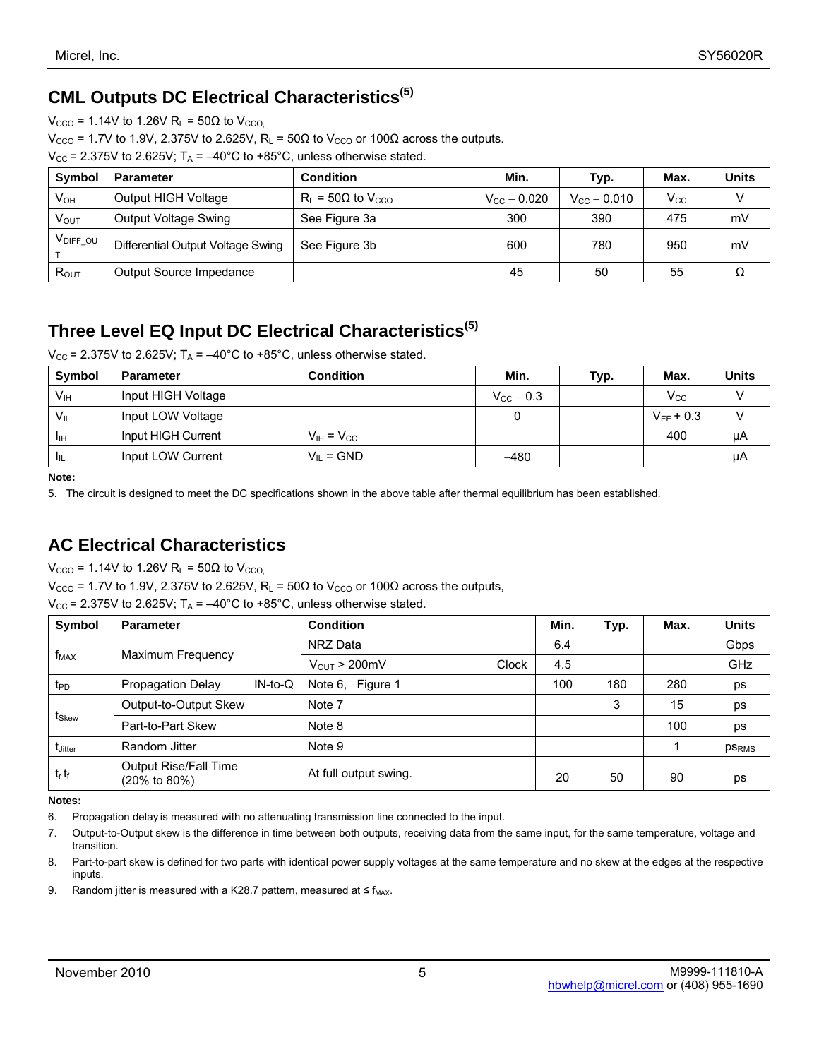## CML Outputs DC Electrical Characteristics[5]

$V_{CCO}$ = 1.14V to 1.26V $R_L$ = 50Ω to $V_{CCO}$,

$V_{CCO}$ = 1.7V to 1.9V, 2.375V to 2.625V, $R_L$ = 50Ω to $V_{CCO}$ or 100Ω across the outputs.

$V_{CC}$ = 2.375V to 2.625V; $T_A$ = –40°C to +85°C, unless otherwise stated.

| Symbol | Parameter | Condition | Min. | Typ. | Max. | Units |
|---|---|---|---|---|---|---|
| $V_{OH}$ | Output HIGH Voltage | $R_L$ = 50Ω to $V_{CCO}$ | $V_{CC}$ – 0.020 | $V_{CC}$ – 0.010 | $V_{CC}$ | V |
| $V_{OUT}$ | Output Voltage Swing | See Figure 3a | 300 | 390 | 475 | mV |
| $V_{DIFF\_OUT}$ | Differential Output Voltage Swing | See Figure 3b | 600 | 780 | 950 | mV |
| $R_{OUT}$ | Output Source Impedance | | 45 | 50 | 55 | Ω |

## Three Level EQ Input DC Electrical Characteristics[5]

$V_{CC}$ = 2.375V to 2.625V; $T_A$ = –40°C to +85°C, unless otherwise stated.

| Symbol | Parameter | Condition | Min. | Typ. | Max. | Units |
|---|---|---|---|---|---|---|
| $V_{IH}$ | Input HIGH Voltage | | $V_{CC}$ – 0.3 | | $V_{CC}$ | V |
| $V_{IL}$ | Input LOW Voltage | | 0 | | $V_{EE}$ + 0.3 | V |
| $I_{IH}$ | Input HIGH Current | $V_{IH}$ = $V_{CC}$ | | | 400 | µA |
| $I_{IL}$ | Input LOW Current | $V_{IL}$ = GND | –480 | | | µA |

**Note:**

5. The circuit is designed to meet the DC specifications shown in the above table after thermal equilibrium has been established.

## AC Electrical Characteristics

$V_{CCO}$ = 1.14V to 1.26V $R_L$ = 50Ω to $V_{CCO}$,

$V_{CCO}$ = 1.7V to 1.9V, 2.375V to 2.625V, $R_L$ = 50Ω to $V_{CCO}$ or 100Ω across the outputs,

$V_{CC}$ = 2.375V to 2.625V; $T_A$ = –40°C to +85°C, unless otherwise stated.

| Symbol | Parameter | Condition | Min. | Typ. | Max. | Units |
|---|---|---|---|---|---|---|
| $f_{MAX}$ | Maximum Frequency | NRZ Data | 6.4 | | | Gbps |
| | | $V_{OUT}$ > 200mV Clock | 4.5 | | | GHz |
| $t_{PD}$ | Propagation Delay IN-to-Q | Note 6, Figure 1 | 100 | 180 | 280 | ps |
| $t_{Skew}$ | Output-to-Output Skew | Note 7 | | 3 | 15 | ps |
| | Part-to-Part Skew | Note 8 | | | 100 | ps |
| $t_{Jitter}$ | Random Jitter | Note 9 | | | 1 | $ps_{RMS}$ |
| $t_r$ $t_f$ | Output Rise/Fall Time (20% to 80%) | At full output swing. | 20 | 50 | 90 | ps |

**Notes:**

6. Propagation delay is measured with no attenuating transmission line connected to the input.
7. Output-to-Output skew is the difference in time between both outputs, receiving data from the same input, for the same temperature, voltage and transition.
8. Part-to-part skew is defined for two parts with identical power supply voltages at the same temperature and no skew at the edges at the respective inputs.
9. Random jitter is measured with a K28.7 pattern, measured at ≤ $f_{MAX}$.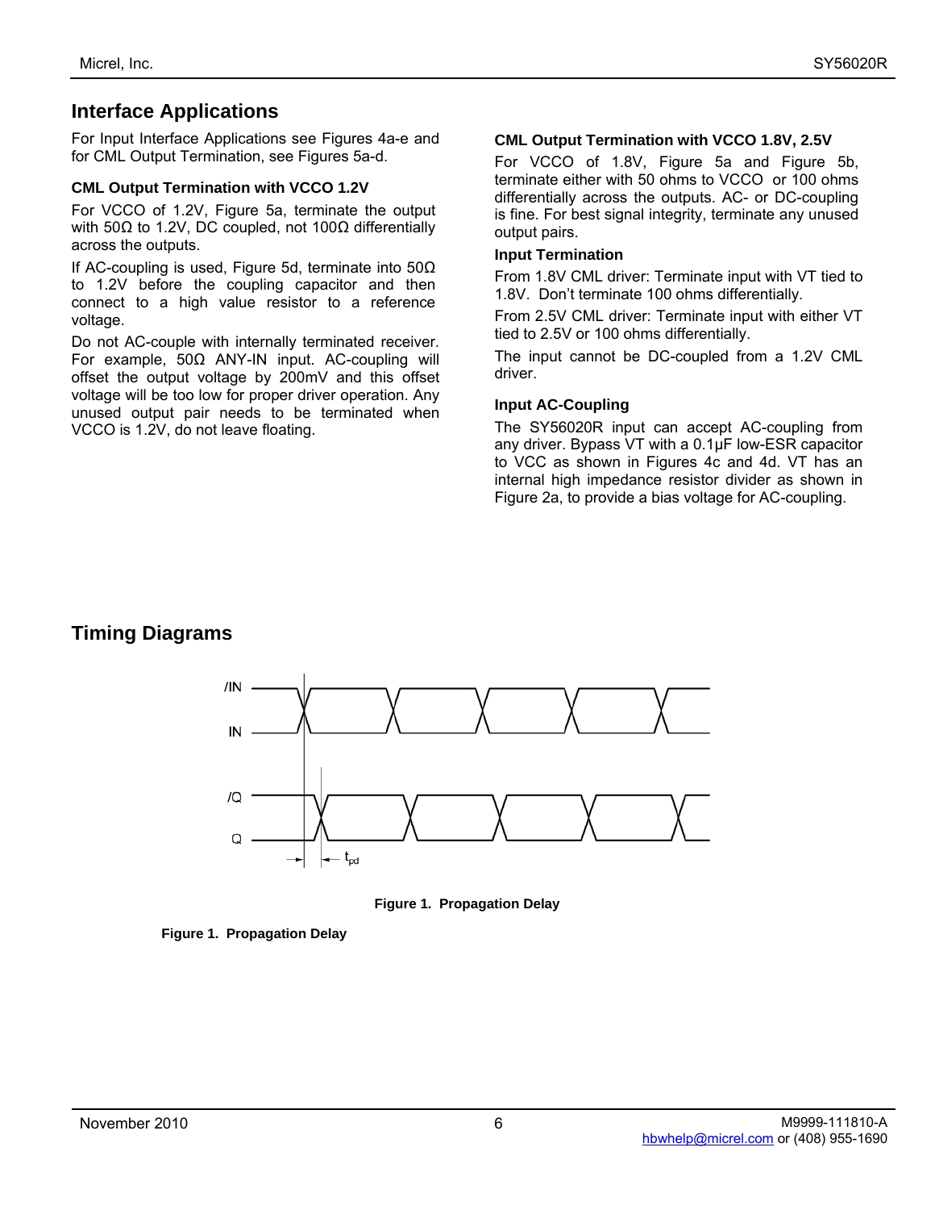## Interface Applications

For Input Interface Applications see Figures 4a-e and for CML Output Termination, see Figures 5a-d.

### CML Output Termination with VCCO 1.2V

For VCCO of 1.2V, Figure 5a, terminate the output with 50Ω to 1.2V, DC coupled, not 100Ω differentially across the outputs.

If AC-coupling is used, Figure 5d, terminate into 50Ω to 1.2V before the coupling capacitor and then connect to a high value resistor to a reference voltage.

Do not AC-couple with internally terminated receiver. For example, 50Ω ANY-IN input. AC-coupling will offset the output voltage by 200mV and this offset voltage will be too low for proper driver operation. Any unused output pair needs to be terminated when VCCO is 1.2V, do not leave floating.

### CML Output Termination with VCCO 1.8V, 2.5V

For VCCO of 1.8V, Figure 5a and Figure 5b, terminate either with 50 ohms to VCCO or 100 ohms differentially across the outputs. AC- or DC-coupling is fine. For best signal integrity, terminate any unused output pairs.

### Input Termination

From 1.8V CML driver: Terminate input with VT tied to 1.8V. Don't terminate 100 ohms differentially.

From 2.5V CML driver: Terminate input with either VT tied to 2.5V or 100 ohms differentially.

The input cannot be DC-coupled from a 1.2V CML driver.

### Input AC-Coupling

The SY56020R input can accept AC-coupling from any driver. Bypass VT with a 0.1µF low-ESR capacitor to VCC as shown in Figures 4c and 4d. VT has an internal high impedance resistor divider as shown in Figure 2a, to provide a bias voltage for AC-coupling.

## Timing Diagrams

/IN

IN

/Q

Q

$t_{pd}$

**Figure 1. Propagation Delay**

**Figure 1. Propagation Delay**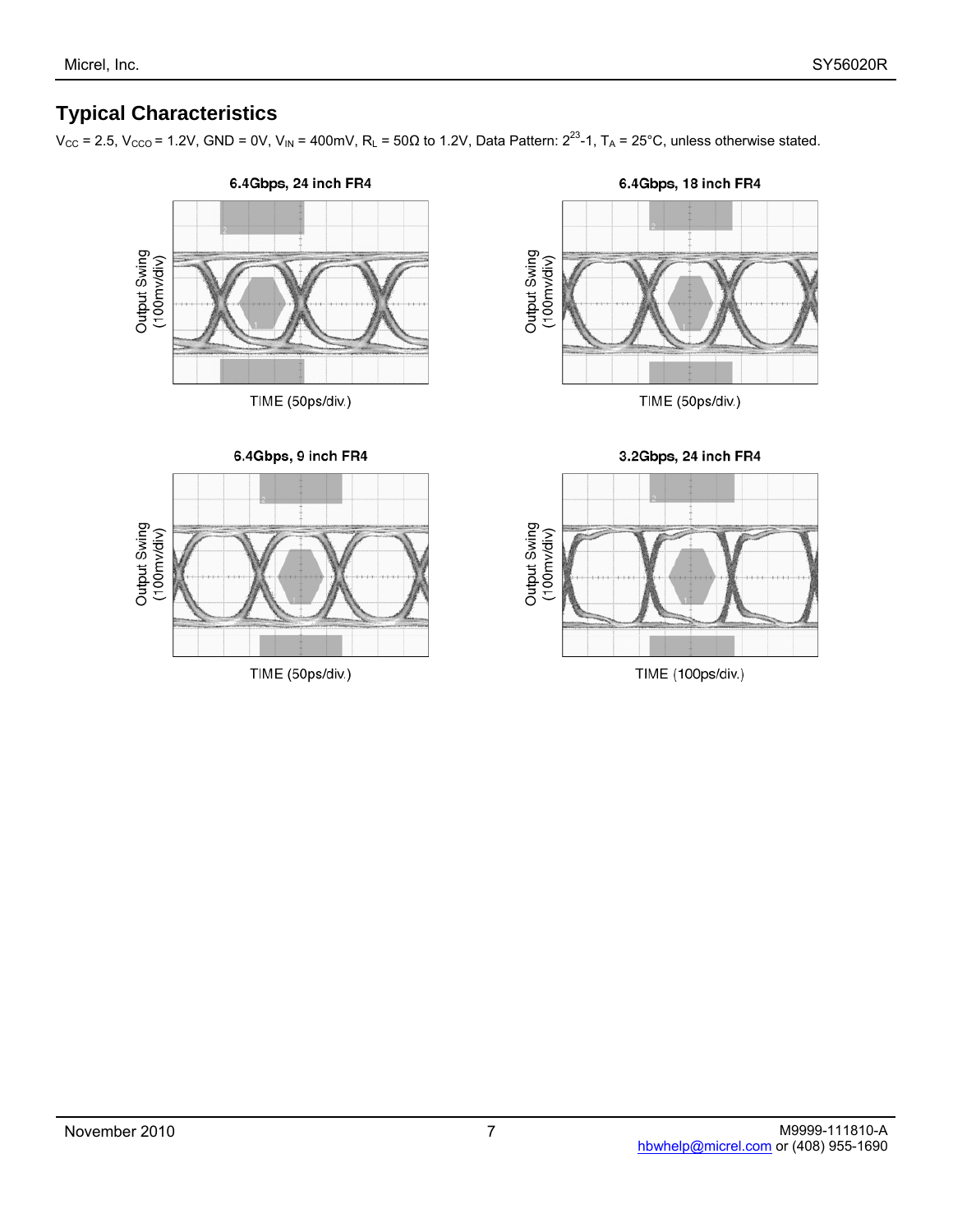## Typical Characteristics

$V_{CC}$ = 2.5, $V_{CCO}$ = 1.2V, GND = 0V, $V_{IN}$ = 400mV, $R_L$ = 50Ω to 1.2V, Data Pattern: $2^{23}$-1, $T_A$ = 25°C, unless otherwise stated.

**6.4Gbps, 24 inch FR4**

Output Swing (100mv/div)

TIME (50ps/div.)

**6.4Gbps, 18 inch FR4**

Output Swing (100mv/div)

TIME (50ps/div.)

**6.4Gbps, 9 inch FR4**

Output Swing (100mv/div)

TIME (50ps/div.)

**3.2Gbps, 24 inch FR4**

Output Swing (100mv/div)

TIME (100ps/div.)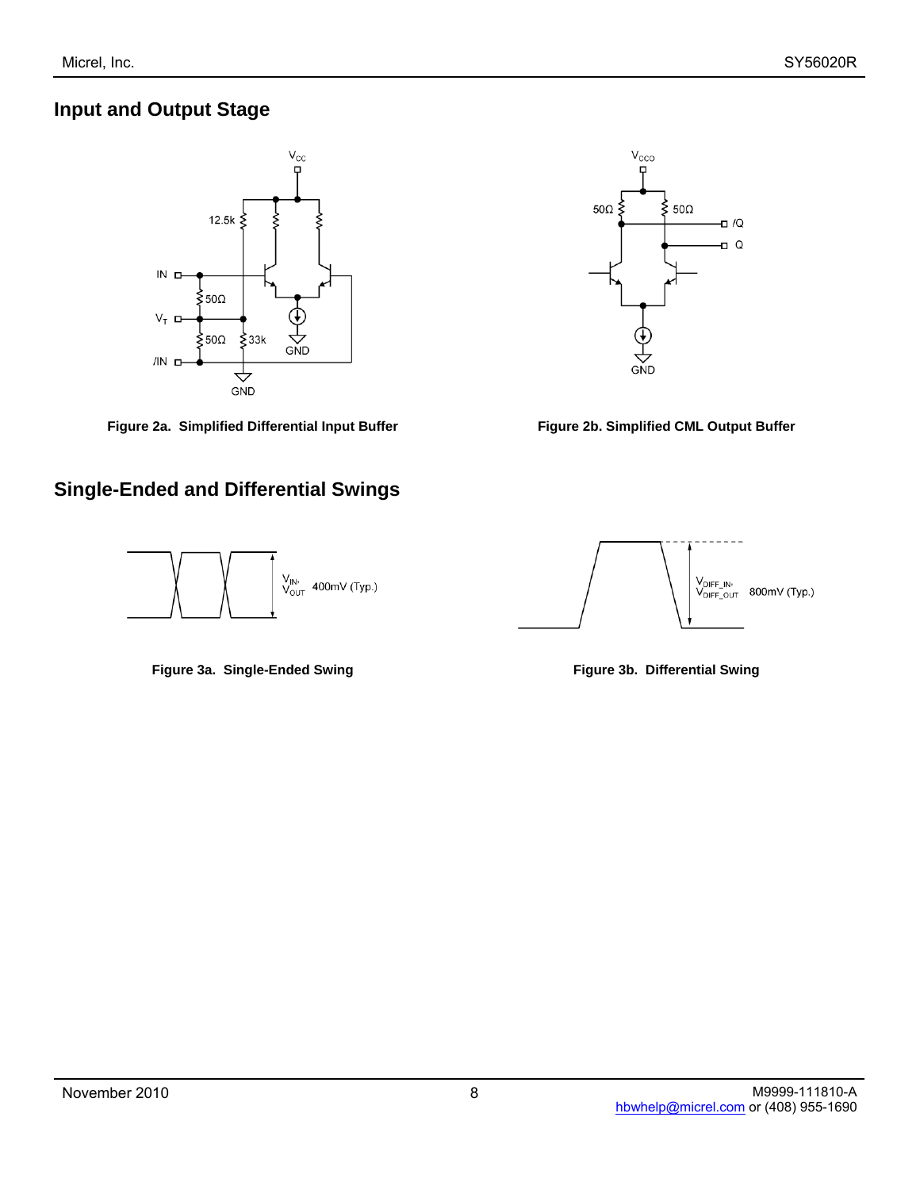## Input and Output Stage

**Figure 2a. Simplified Differential Input Buffer**

**Figure 2b. Simplified CML Output Buffer**

## Single-Ended and Differential Swings

**Figure 3a. Single-Ended Swing**

**Figure 3b. Differential Swing**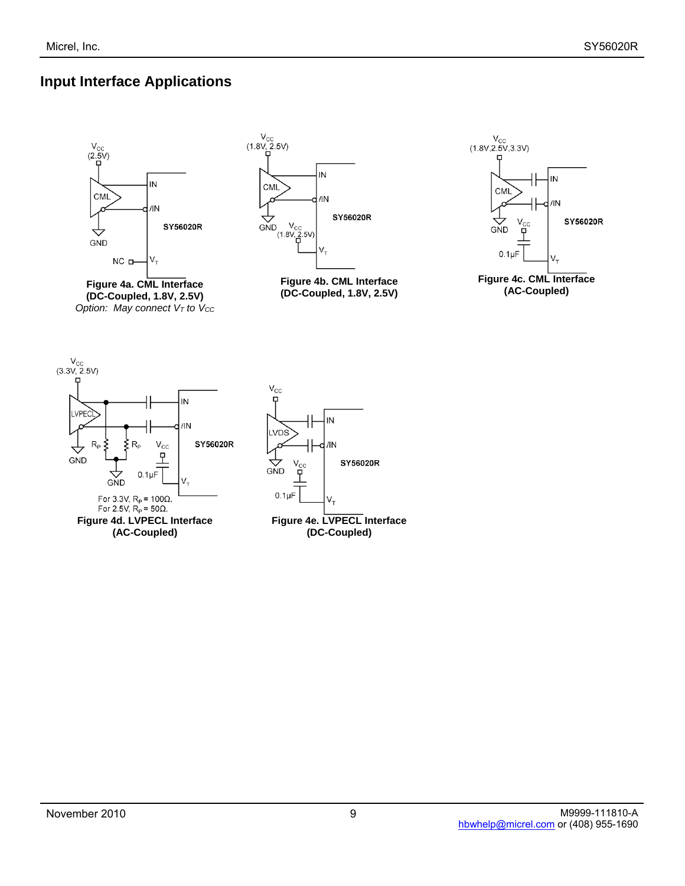## Input Interface Applications

**Figure 4a. CML Interface (DC-Coupled, 1.8V, 2.5V)**
*Option: May connect $V_T$ to $V_{CC}$*

**Figure 4b. CML Interface (DC-Coupled, 1.8V, 2.5V)**

**Figure 4c. CML Interface (AC-Coupled)**

For 3.3V, $R_P$ = 100Ω.
For 2.5V, $R_P$ = 50Ω.

**Figure 4d. LVPECL Interface (AC-Coupled)**

**Figure 4e. LVPECL Interface (DC-Coupled)**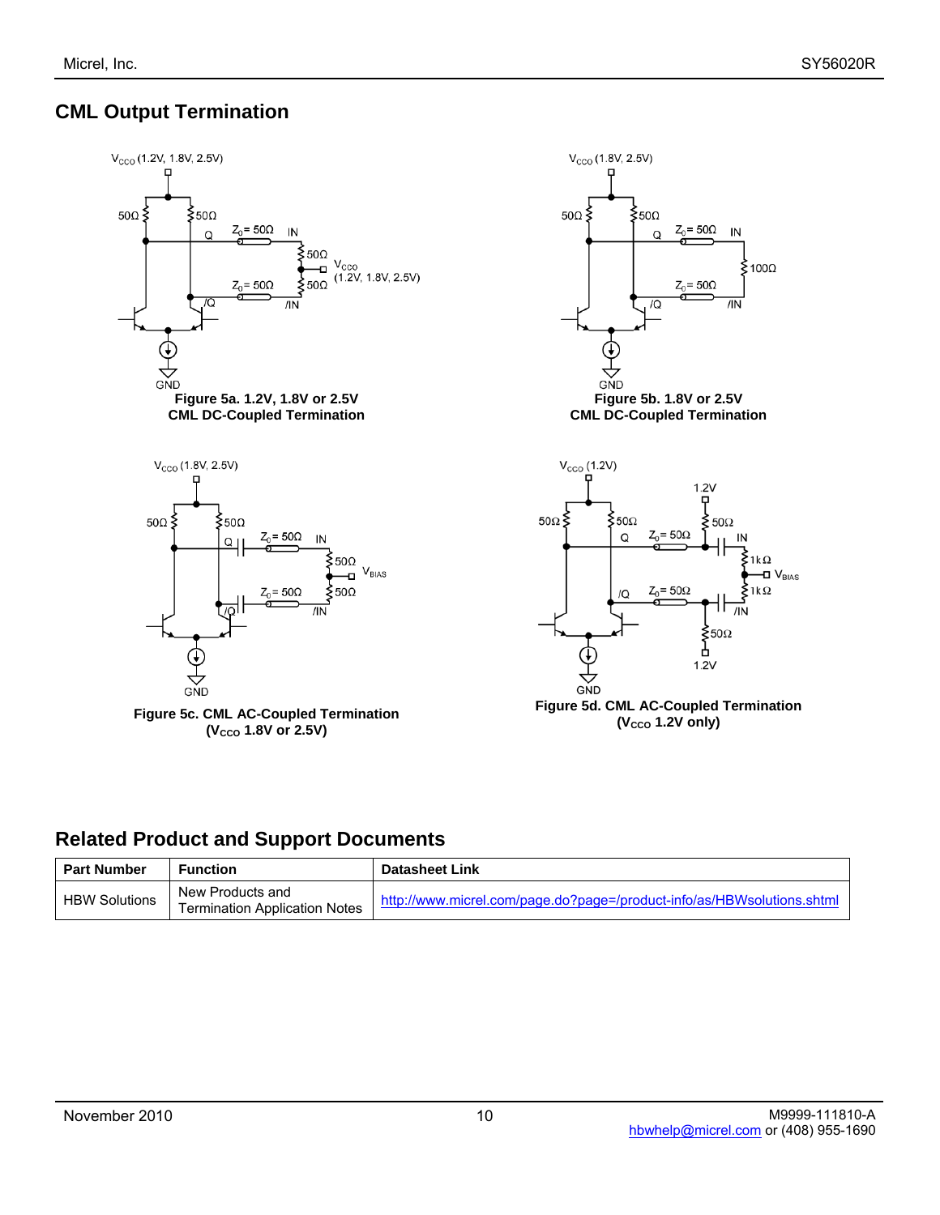## CML Output Termination

Figure 5a. 1.2V, 1.8V or 2.5V
CML DC-Coupled Termination

Figure 5b. 1.8V or 2.5V
CML DC-Coupled Termination

Figure 5c. CML AC-Coupled Termination
($V_{CCO}$ 1.8V or 2.5V)

Figure 5d. CML AC-Coupled Termination
($V_{CCO}$ 1.2V only)

## Related Product and Support Documents

| Part Number | Function | Datasheet Link |
|---|---|---|
| HBW Solutions | New Products and Termination Application Notes | http://www.micrel.com/page.do?page=/product-info/as/HBWsolutions.shtml |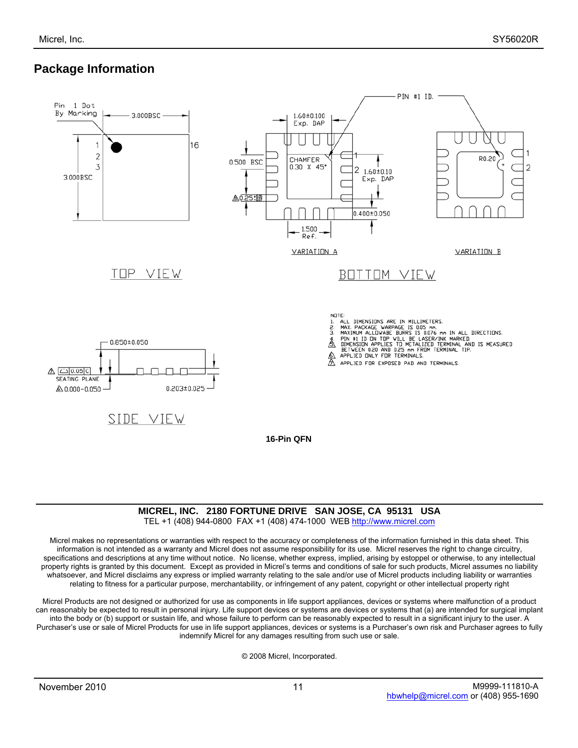## Package Information

Pin 1 Dot By Marking

3.000BSC

3.000BSC

TOP VIEW

PIN #1 ID.

1.60±0.100 Exp. DAP

0.500 BSC

CHAMFER 0.30 X 45°

1.60±0.10 Exp. DAP

0.25 $^{+0.05}_{-0.07}$

0.400±0.050

1.500 Ref.

R0.20

VARIATION A

VARIATION B

BOTTOM VIEW

NOTE:
1. ALL DIMENSIONS ARE IN MILLIMETERS.
2. MAX. PACKAGE WARPAGE IS 0.05 mm.
3. MAXIMUM ALLOWABE BURRS IS 0.076 mm IN ALL DIRECTIONS.
4. PIN #1 ID ON TOP WILL BE LASER/INK MARKED.
5. DIMENSION APPLIES TO METALIZED TERMINAL AND IS MEASURED BETWEEN 0.20 AND 0.25 mm FROM TERMINAL TIP.
6. APPLIED ONLY FOR TERMINALS.
7. APPLIED FOR EXPOSED PAD AND TERMINALS.

0.850±0.050

0.05 C

SEATING PLANE

0.000-0.050

0.203±0.025

SIDE VIEW

**16-Pin QFN**

**MICREL, INC. 2180 FORTUNE DRIVE SAN JOSE, CA 95131 USA**

TEL +1 (408) 944-0800 FAX +1 (408) 474-1000 WEB http://www.micrel.com

Micrel makes no representations or warranties with respect to the accuracy or completeness of the information furnished in this data sheet. This information is not intended as a warranty and Micrel does not assume responsibility for its use. Micrel reserves the right to change circuitry, specifications and descriptions at any time without notice. No license, whether express, implied, arising by estoppel or otherwise, to any intellectual property rights is granted by this document. Except as provided in Micrel's terms and conditions of sale for such products, Micrel assumes no liability whatsoever, and Micrel disclaims any express or implied warranty relating to the sale and/or use of Micrel products including liability or warranties relating to fitness for a particular purpose, merchantability, or infringement of any patent, copyright or other intellectual property right

Micrel Products are not designed or authorized for use as components in life support appliances, devices or systems where malfunction of a product can reasonably be expected to result in personal injury. Life support devices or systems are devices or systems that (a) are intended for surgical implant into the body or (b) support or sustain life, and whose failure to perform can be reasonably expected to result in a significant injury to the user. A Purchaser's use or sale of Micrel Products for use in life support appliances, devices or systems is a Purchaser's own risk and Purchaser agrees to fully indemnify Micrel for any damages resulting from such use or sale.

© 2008 Micrel, Incorporated.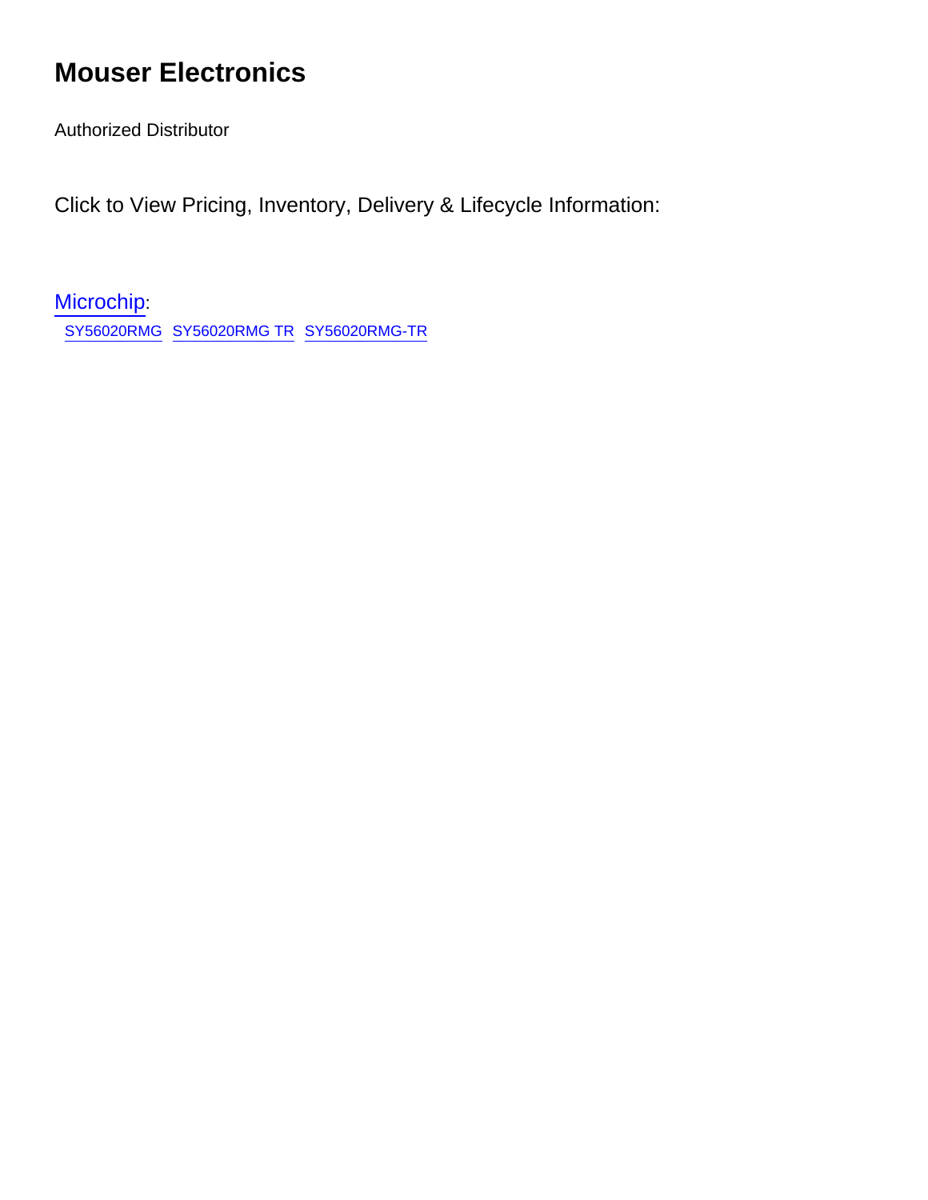# Mouser Electronics

Authorized Distributor

Click to View Pricing, Inventory, Delivery & Lifecycle Information:

Microchip:

SY56020RMG SY56020RMG TR SY56020RMG-TR